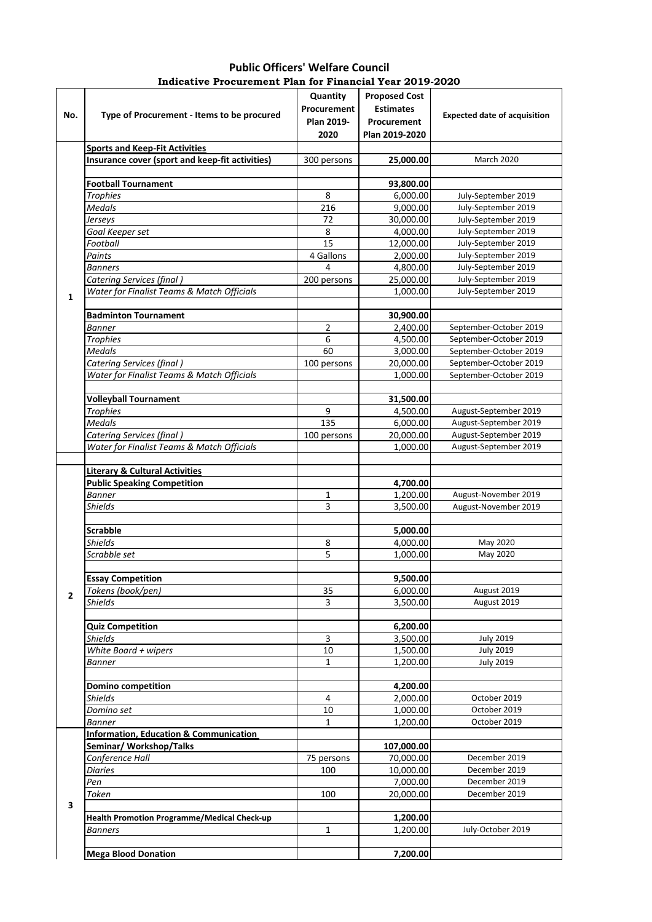# Public Officers' Welfare Council

## Indicative Procurement Plan for Financial Year 2019-2020

| No. | Type of Procurement - Items to be procured | Quantity Procurement Plan 2019-2020 | Proposed Cost Estimates Procurement Plan 2019-2020 | Expected date of acquisition |
|---|---|---|---|---|
| 1 | **Sports and Keep-Fit Activities** | | | |
| | **Insurance cover (sport and keep-fit activities)** | 300 persons | **25,000.00** | March 2020 |
| | | | | |
| | **Football Tournament** | | **93,800.00** | |
| | *Trophies* | 8 | 6,000.00 | July-September 2019 |
| | *Medals* | 216 | 9,000.00 | July-September 2019 |
| | *Jerseys* | 72 | 30,000.00 | July-September 2019 |
| | *Goal Keeper set* | 8 | 4,000.00 | July-September 2019 |
| | *Football* | 15 | 12,000.00 | July-September 2019 |
| | *Paints* | 4 Gallons | 2,000.00 | July-September 2019 |
| | *Banners* | 4 | 4,800.00 | July-September 2019 |
| | *Catering Services (final )* | 200 persons | 25,000.00 | July-September 2019 |
| | *Water for Finalist Teams & Match Officials* | | 1,000.00 | July-September 2019 |
| | | | | |
| | **Badminton Tournament** | | **30,900.00** | |
| | *Banner* | 2 | 2,400.00 | September-October 2019 |
| | *Trophies* | 6 | 4,500.00 | September-October 2019 |
| | *Medals* | 60 | 3,000.00 | September-October 2019 |
| | *Catering Services (final )* | 100 persons | 20,000.00 | September-October 2019 |
| | *Water for Finalist Teams & Match Officials* | | 1,000.00 | September-October 2019 |
| | | | | |
| | **Volleyball Tournament** | | **31,500.00** | |
| | *Trophies* | 9 | 4,500.00 | August-September 2019 |
| | *Medals* | 135 | 6,000.00 | August-September 2019 |
| | *Catering Services (final )* | 100 persons | 20,000.00 | August-September 2019 |
| | *Water for Finalist Teams & Match Officials* | | 1,000.00 | August-September 2019 |
| | | | | |
| 2 | **Literary & Cultural Activities** | | | |
| | **Public Speaking Competition** | | **4,700.00** | |
| | *Banner* | 1 | 1,200.00 | August-November 2019 |
| | *Shields* | 3 | 3,500.00 | August-November 2019 |
| | | | | |
| | **Scrabble** | | **5,000.00** | |
| | *Shields* | 8 | 4,000.00 | May 2020 |
| | *Scrabble set* | 5 | 1,000.00 | May 2020 |
| | | | | |
| | **Essay Competition** | | **9,500.00** | |
| | *Tokens (book/pen)* | 35 | 6,000.00 | August 2019 |
| | *Shields* | 3 | 3,500.00 | August 2019 |
| | | | | |
| | **Quiz Competition** | | **6,200.00** | |
| | *Shields* | 3 | 3,500.00 | July 2019 |
| | *White Board + wipers* | 10 | 1,500.00 | July 2019 |
| | *Banner* | 1 | 1,200.00 | July 2019 |
| | | | | |
| | **Domino competition** | | **4,200.00** | |
| | *Shields* | 4 | 2,000.00 | October 2019 |
| | *Domino set* | 10 | 1,000.00 | October 2019 |
| | *Banner* | 1 | 1,200.00 | October 2019 |
| 3 | **Information, Education & Communication** | | | |
| | **Seminar/ Workshop/Talks** | | **107,000.00** | |
| | *Conference Hall* | 75 persons | 70,000.00 | December 2019 |
| | *Diaries* | 100 | 10,000.00 | December 2019 |
| | *Pen* | | 7,000.00 | December 2019 |
| | *Token* | 100 | 20,000.00 | December 2019 |
| | | | | |
| | **Health Promotion Programme/Medical Check-up** | | **1,200.00** | |
| | *Banners* | 1 | 1,200.00 | July-October 2019 |
| | | | | |
| | **Mega Blood Donation** | | **7,200.00** | |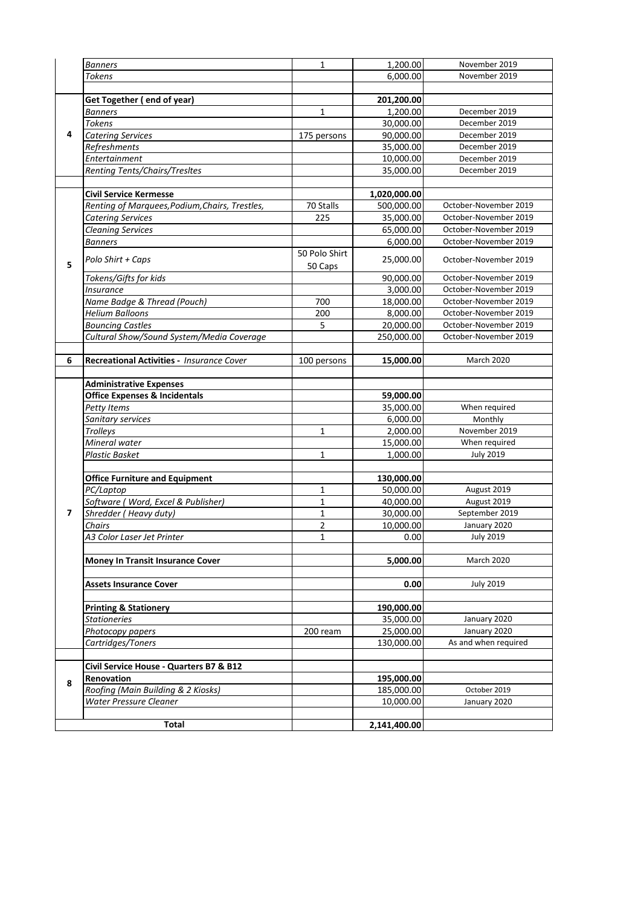| | | | | |
|---|---|---|---|---|
| | *Banners* | 1 | 1,200.00 | November 2019 |
| | *Tokens* | | 6,000.00 | November 2019 |
| | | | | |
| 4 | **Get Together ( end of year)** | | **201,200.00** | |
| | *Banners* | 1 | 1,200.00 | December 2019 |
| | *Tokens* | | 30,000.00 | December 2019 |
| | *Catering Services* | 175 persons | 90,000.00 | December 2019 |
| | *Refreshments* | | 35,000.00 | December 2019 |
| | *Entertainment* | | 10,000.00 | December 2019 |
| | *Renting Tents/Chairs/Tresltes* | | 35,000.00 | December 2019 |
| | | | | |
| 5 | **Civil Service Kermesse** | | **1,020,000.00** | |
| | *Renting of Marquees,Podium,Chairs, Trestles,* | 70 Stalls | 500,000.00 | October-November 2019 |
| | *Catering Services* | 225 | 35,000.00 | October-November 2019 |
| | *Cleaning Services* | | 65,000.00 | October-November 2019 |
| | *Banners* | | 6,000.00 | October-November 2019 |
| | *Polo Shirt + Caps* | 50 Polo Shirt 50 Caps | 25,000.00 | October-November 2019 |
| | *Tokens/Gifts for kids* | | 90,000.00 | October-November 2019 |
| | *Insurance* | | 3,000.00 | October-November 2019 |
| | *Name Badge & Thread (Pouch)* | 700 | 18,000.00 | October-November 2019 |
| | *Helium Balloons* | 200 | 8,000.00 | October-November 2019 |
| | *Bouncing Castles* | 5 | 20,000.00 | October-November 2019 |
| | *Cultural Show/Sound System/Media Coverage* | | 250,000.00 | October-November 2019 |
| | | | | |
| 6 | **Recreational Activities -** *Insurance Cover* | 100 persons | **15,000.00** | March 2020 |
| | | | | |
| 7 | **Administrative Expenses** | | | |
| | **Office Expenses & Incidentals** | | **59,000.00** | |
| | *Petty Items* | | 35,000.00 | When required |
| | *Sanitary services* | | 6,000.00 | Monthly |
| | *Trolleys* | 1 | 2,000.00 | November 2019 |
| | *Mineral water* | | 15,000.00 | When required |
| | *Plastic Basket* | 1 | 1,000.00 | July 2019 |
| | | | | |
| | **Office Furniture and Equipment** | | **130,000.00** | |
| | *PC/Laptop* | 1 | 50,000.00 | August 2019 |
| | *Software ( Word, Excel & Publisher)* | 1 | 40,000.00 | August 2019 |
| | *Shredder ( Heavy duty)* | 1 | 30,000.00 | September 2019 |
| | *Chairs* | 2 | 10,000.00 | January 2020 |
| | *A3 Color Laser Jet Printer* | 1 | 0.00 | July 2019 |
| | | | | |
| | **Money In Transit Insurance Cover** | | **5,000.00** | March 2020 |
| | | | | |
| | **Assets Insurance Cover** | | **0.00** | July 2019 |
| | | | | |
| | **Printing & Stationery** | | **190,000.00** | |
| | *Stationeries* | | 35,000.00 | January 2020 |
| | *Photocopy papers* | 200 ream | 25,000.00 | January 2020 |
| | *Cartridges/Toners* | | 130,000.00 | As and when required |
| | | | | |
| 8 | **Civil Service House - Quarters B7 & B12** | | | |
| | **Renovation** | | **195,000.00** | |
| | *Roofing (Main Building & 2 Kiosks)* | | 185,000.00 | October 2019 |
| | *Water Pressure Cleaner* | | 10,000.00 | January 2020 |
| | | | | |
| | **Total** | | **2,141,400.00** | |